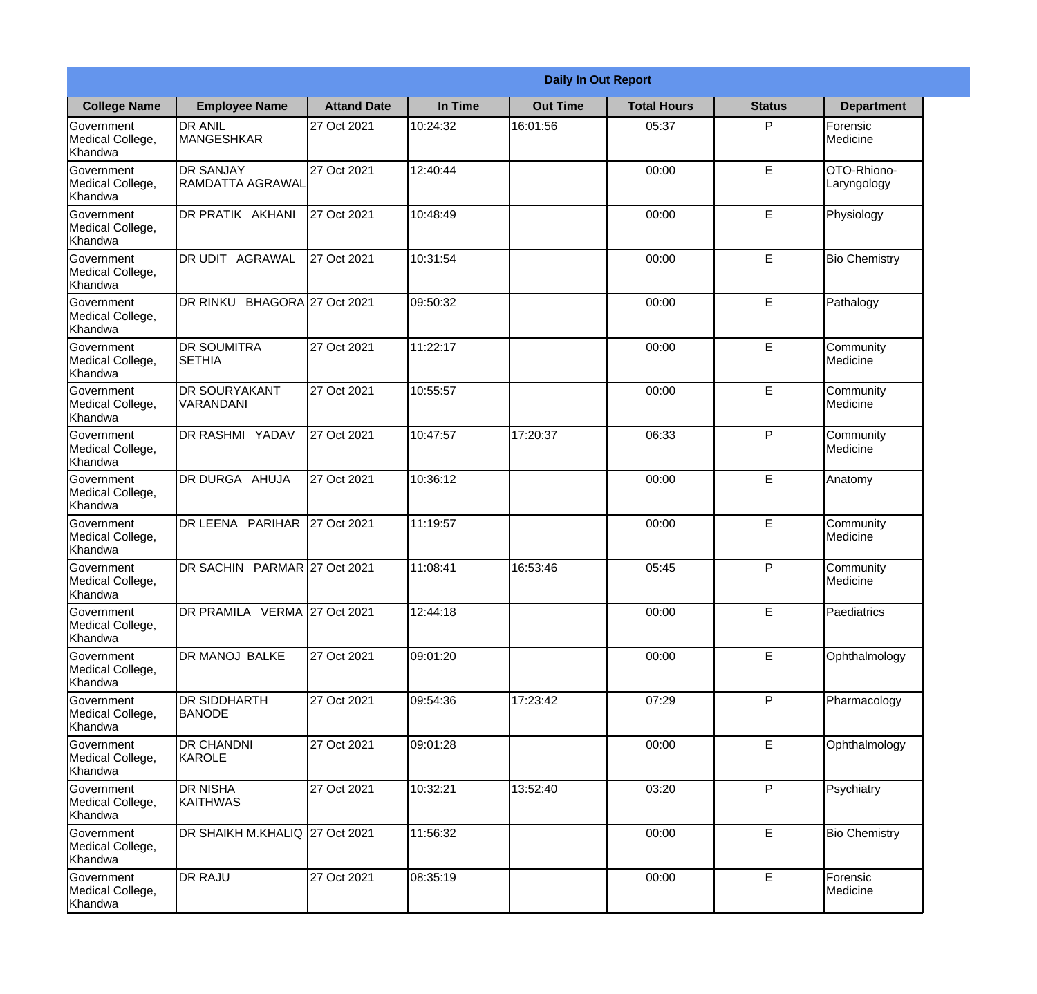| Daily In Out Report | | | | | | | |
|---|---|---|---|---|---|---|---|
| **College Name** | **Employee Name** | **Attand Date** | **In Time** | **Out Time** | **Total Hours** | **Status** | **Department** |
| Government Medical College, Khandwa | DR ANIL MANGESHKAR | 27 Oct 2021 | 10:24:32 | 16:01:56 | 05:37 | P | Forensic Medicine |
| Government Medical College, Khandwa | DR SANJAY RAMDATTA AGRAWAL | 27 Oct 2021 | 12:40:44 | | 00:00 | E | OTO-Rhiono-Laryngology |
| Government Medical College, Khandwa | DR PRATIK AKHANI | 27 Oct 2021 | 10:48:49 | | 00:00 | E | Physiology |
| Government Medical College, Khandwa | DR UDIT AGRAWAL | 27 Oct 2021 | 10:31:54 | | 00:00 | E | Bio Chemistry |
| Government Medical College, Khandwa | DR RINKU BHAGORA | 27 Oct 2021 | 09:50:32 | | 00:00 | E | Pathalogy |
| Government Medical College, Khandwa | DR SOUMITRA SETHIA | 27 Oct 2021 | 11:22:17 | | 00:00 | E | Community Medicine |
| Government Medical College, Khandwa | DR SOURYAKANT VARANDANI | 27 Oct 2021 | 10:55:57 | | 00:00 | E | Community Medicine |
| Government Medical College, Khandwa | DR RASHMI YADAV | 27 Oct 2021 | 10:47:57 | 17:20:37 | 06:33 | P | Community Medicine |
| Government Medical College, Khandwa | DR DURGA AHUJA | 27 Oct 2021 | 10:36:12 | | 00:00 | E | Anatomy |
| Government Medical College, Khandwa | DR LEENA PARIHAR | 27 Oct 2021 | 11:19:57 | | 00:00 | E | Community Medicine |
| Government Medical College, Khandwa | DR SACHIN PARMAR | 27 Oct 2021 | 11:08:41 | 16:53:46 | 05:45 | P | Community Medicine |
| Government Medical College, Khandwa | DR PRAMILA VERMA | 27 Oct 2021 | 12:44:18 | | 00:00 | E | Paediatrics |
| Government Medical College, Khandwa | DR MANOJ BALKE | 27 Oct 2021 | 09:01:20 | | 00:00 | E | Ophthalmology |
| Government Medical College, Khandwa | DR SIDDHARTH BANODE | 27 Oct 2021 | 09:54:36 | 17:23:42 | 07:29 | P | Pharmacology |
| Government Medical College, Khandwa | DR CHANDNI KAROLE | 27 Oct 2021 | 09:01:28 | | 00:00 | E | Ophthalmology |
| Government Medical College, Khandwa | DR NISHA KAITHWAS | 27 Oct 2021 | 10:32:21 | 13:52:40 | 03:20 | P | Psychiatry |
| Government Medical College, Khandwa | DR SHAIKH M.KHALIQ | 27 Oct 2021 | 11:56:32 | | 00:00 | E | Bio Chemistry |
| Government Medical College, Khandwa | DR RAJU | 27 Oct 2021 | 08:35:19 | | 00:00 | E | Forensic Medicine |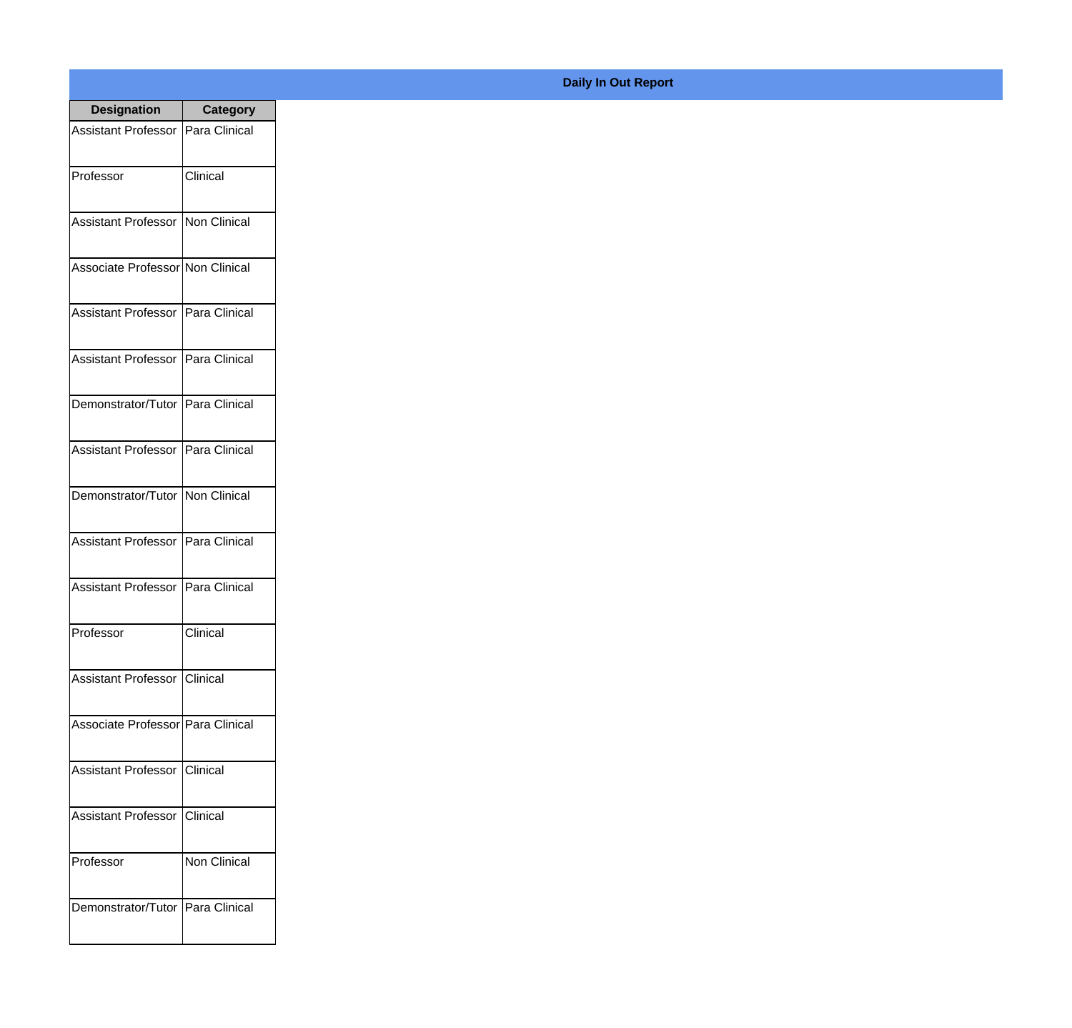**Daily In Out Report**

| Designation | Category |
|---|---|
| Assistant Professor | Para Clinical |
| Professor | Clinical |
| Assistant Professor | Non Clinical |
| Associate Professor | Non Clinical |
| Assistant Professor | Para Clinical |
| Assistant Professor | Para Clinical |
| Demonstrator/Tutor | Para Clinical |
| Assistant Professor | Para Clinical |
| Demonstrator/Tutor | Non Clinical |
| Assistant Professor | Para Clinical |
| Assistant Professor | Para Clinical |
| Professor | Clinical |
| Assistant Professor | Clinical |
| Associate Professor | Para Clinical |
| Assistant Professor | Clinical |
| Assistant Professor | Clinical |
| Professor | Non Clinical |
| Demonstrator/Tutor | Para Clinical |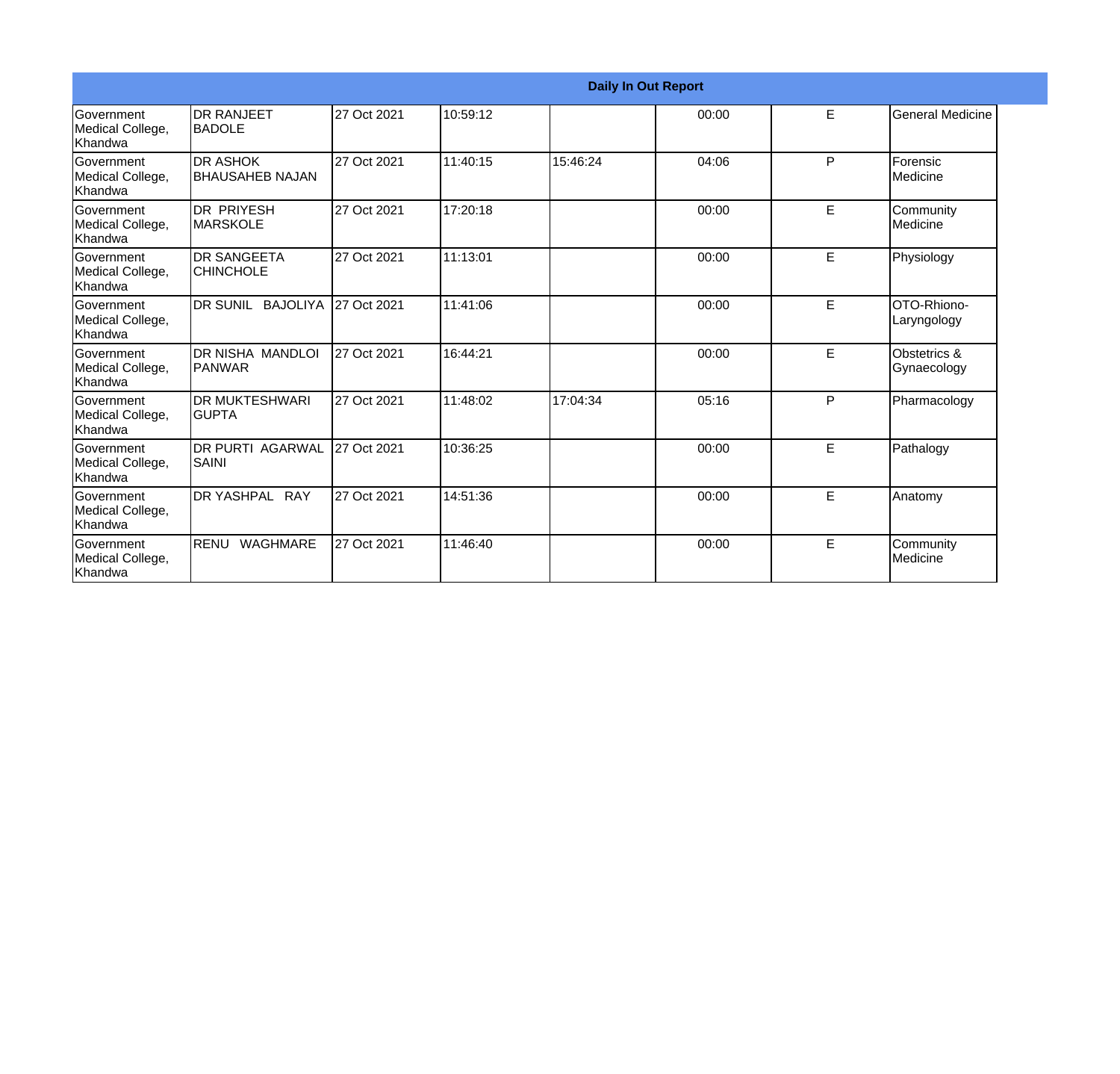| Daily In Out Report | | | | | | | |
|---|---|---|---|---|---|---|---|
| Government Medical College, Khandwa | DR RANJEET BADOLE | 27 Oct 2021 | 10:59:12 | | 00:00 | E | General Medicine |
| Government Medical College, Khandwa | DR ASHOK BHAUSAHEB NAJAN | 27 Oct 2021 | 11:40:15 | 15:46:24 | 04:06 | P | Forensic Medicine |
| Government Medical College, Khandwa | DR PRIYESH MARSKOLE | 27 Oct 2021 | 17:20:18 | | 00:00 | E | Community Medicine |
| Government Medical College, Khandwa | DR SANGEETA CHINCHOLE | 27 Oct 2021 | 11:13:01 | | 00:00 | E | Physiology |
| Government Medical College, Khandwa | DR SUNIL BAJOLIYA | 27 Oct 2021 | 11:41:06 | | 00:00 | E | OTO-Rhiono-Laryngology |
| Government Medical College, Khandwa | DR NISHA MANDLOI PANWAR | 27 Oct 2021 | 16:44:21 | | 00:00 | E | Obstetrics & Gynaecology |
| Government Medical College, Khandwa | DR MUKTESHWARI GUPTA | 27 Oct 2021 | 11:48:02 | 17:04:34 | 05:16 | P | Pharmacology |
| Government Medical College, Khandwa | DR PURTI AGARWAL SAINI | 27 Oct 2021 | 10:36:25 | | 00:00 | E | Pathalogy |
| Government Medical College, Khandwa | DR YASHPAL RAY | 27 Oct 2021 | 14:51:36 | | 00:00 | E | Anatomy |
| Government Medical College, Khandwa | RENU WAGHMARE | 27 Oct 2021 | 11:46:40 | | 00:00 | E | Community Medicine |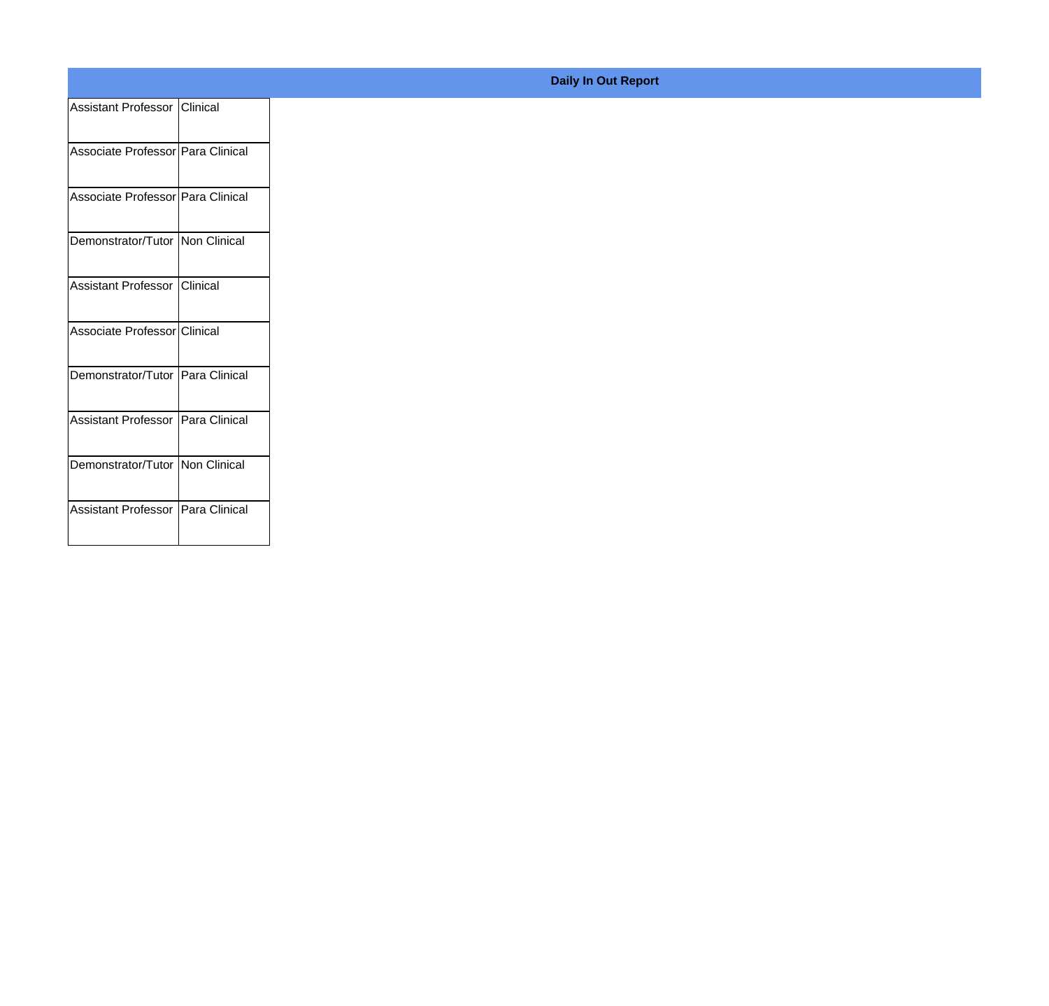**Daily In Out Report**

| | |
|---|---|
| Assistant Professor | Clinical |
| Associate Professor | Para Clinical |
| Associate Professor | Para Clinical |
| Demonstrator/Tutor | Non Clinical |
| Assistant Professor | Clinical |
| Associate Professor | Clinical |
| Demonstrator/Tutor | Para Clinical |
| Assistant Professor | Para Clinical |
| Demonstrator/Tutor | Non Clinical |
| Assistant Professor | Para Clinical |